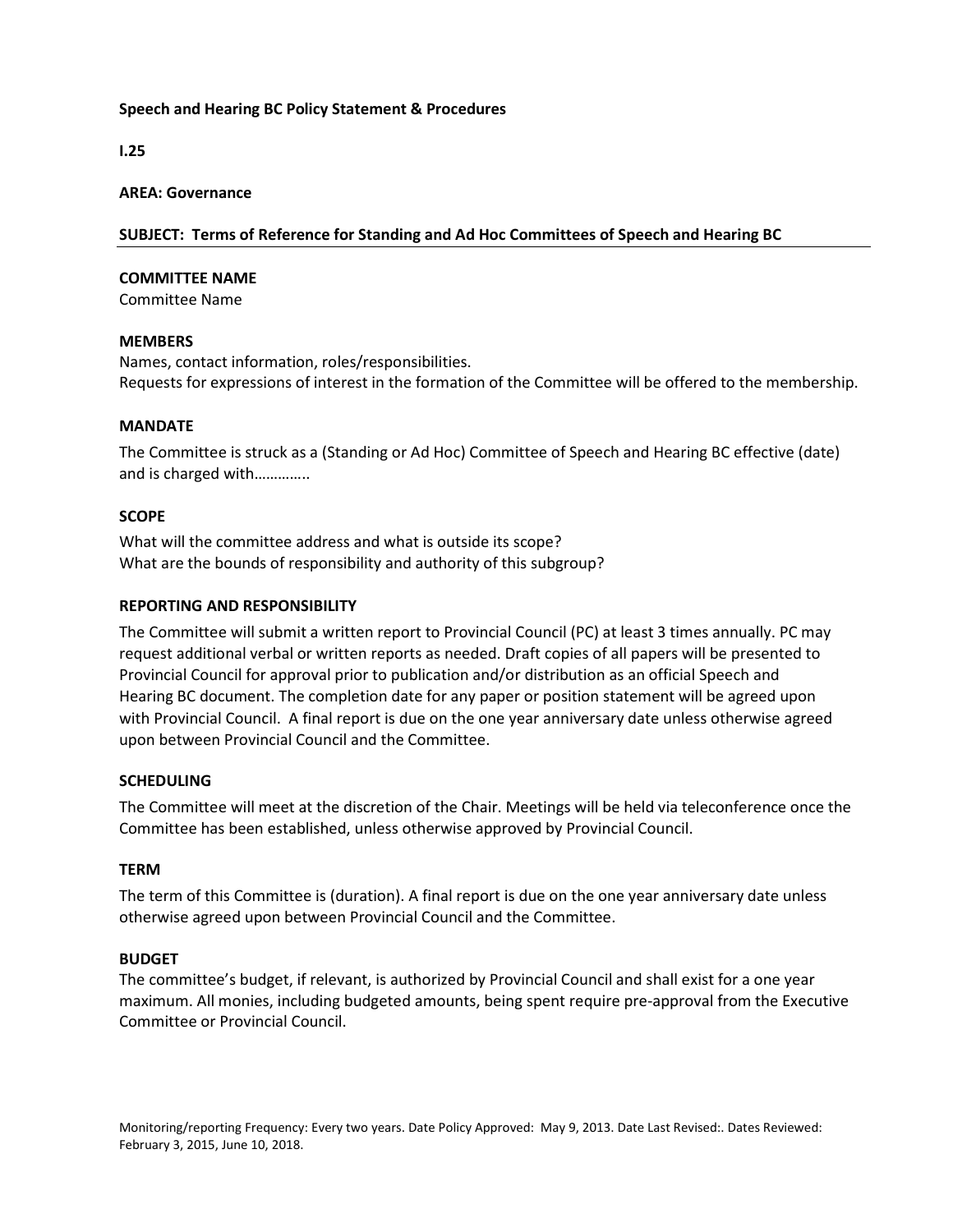**Speech and Hearing BC Policy Statement & Procedures**

**I.25**

**AREA: Governance**

**SUBJECT: Terms of Reference for Standing and Ad Hoc Committees of Speech and Hearing BC**

**COMMITTEE NAME**

Committee Name

**MEMBERS**

Names, contact information, roles/responsibilities.
Requests for expressions of interest in the formation of the Committee will be offered to the membership.

**MANDATE**

The Committee is struck as a (Standing or Ad Hoc) Committee of Speech and Hearing BC effective (date) and is charged with…………..

**SCOPE**

What will the committee address and what is outside its scope?
What are the bounds of responsibility and authority of this subgroup?

**REPORTING AND RESPONSIBILITY**

The Committee will submit a written report to Provincial Council (PC) at least 3 times annually. PC may request additional verbal or written reports as needed. Draft copies of all papers will be presented to Provincial Council for approval prior to publication and/or distribution as an official Speech and Hearing BC document. The completion date for any paper or position statement will be agreed upon with Provincial Council. A final report is due on the one year anniversary date unless otherwise agreed upon between Provincial Council and the Committee.

**SCHEDULING**

The Committee will meet at the discretion of the Chair. Meetings will be held via teleconference once the Committee has been established, unless otherwise approved by Provincial Council.

**TERM**

The term of this Committee is (duration). A final report is due on the one year anniversary date unless otherwise agreed upon between Provincial Council and the Committee.

**BUDGET**

The committee's budget, if relevant, is authorized by Provincial Council and shall exist for a one year maximum. All monies, including budgeted amounts, being spent require pre-approval from the Executive Committee or Provincial Council.

Monitoring/reporting Frequency: Every two years. Date Policy Approved: May 9, 2013. Date Last Revised:. Dates Reviewed: February 3, 2015, June 10, 2018.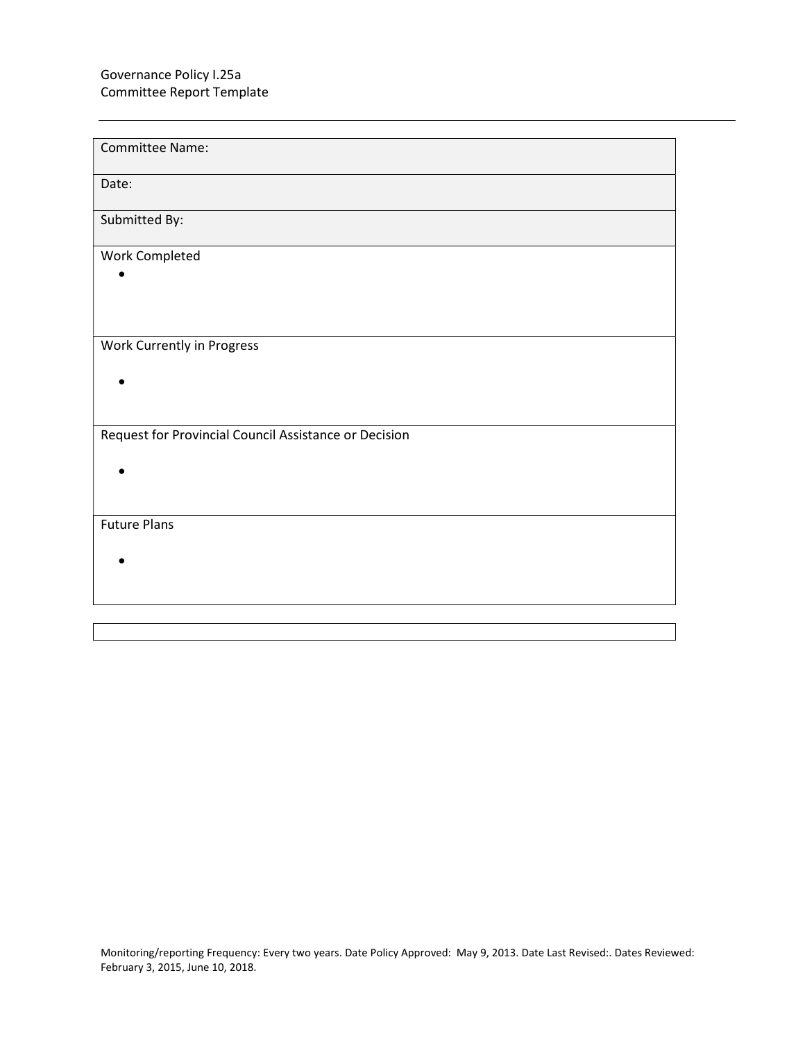Governance Policy I.25a
Committee Report Template

---

| |
|---|
| Committee Name: |
| Date: |
| Submitted By: |
| Work Completed<br>• |
| Work Currently in Progress<br>• |
| Request for Provincial Council Assistance or Decision<br>• |
| Future Plans<br>• |

Monitoring/reporting Frequency: Every two years. Date Policy Approved: May 9, 2013. Date Last Revised:. Dates Reviewed: February 3, 2015, June 10, 2018.